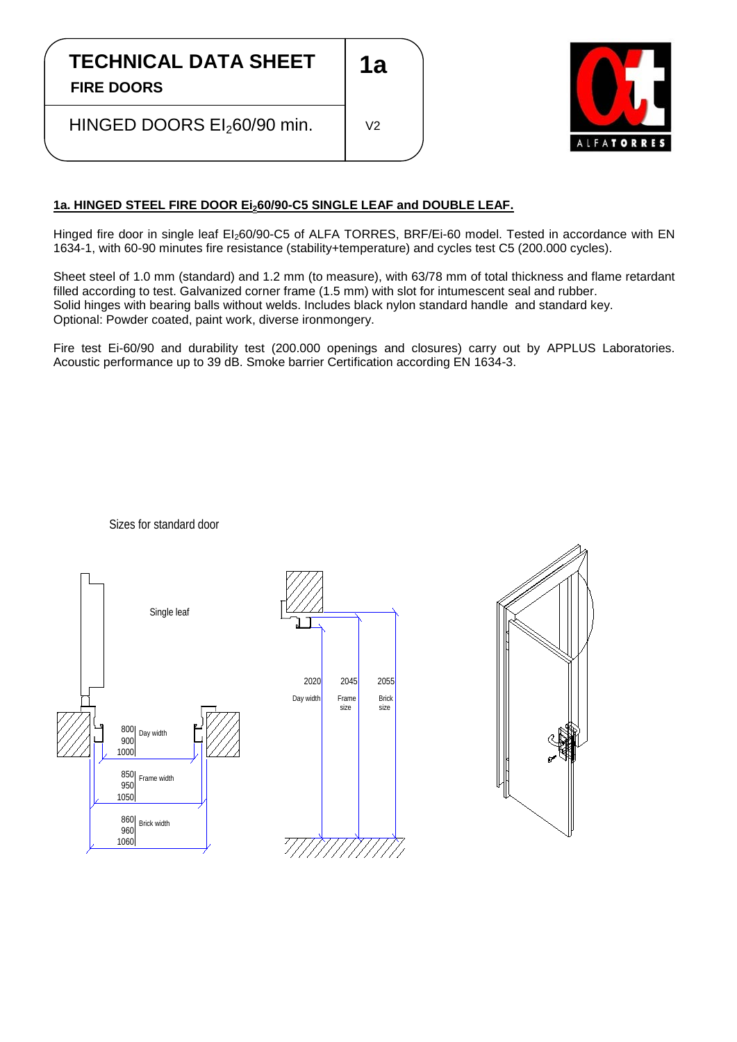# TECHNICAL DATA SHEET

**FIRE DOORS**

**1a**

HINGED DOORS $EI_2$60/90 min.

V2

## 1a. HINGED STEEL FIRE DOOR $Ei_2$60/90-C5 SINGLE LEAF and DOUBLE LEAF.

Hinged fire door in single leaf $EI_2$60/90-C5 of ALFA TORRES, BRF/Ei-60 model. Tested in accordance with EN 1634-1, with 60-90 minutes fire resistance (stability+temperature) and cycles test C5 (200.000 cycles).

Sheet steel of 1.0 mm (standard) and 1.2 mm (to measure), with 63/78 mm of total thickness and flame retardant filled according to test. Galvanized corner frame (1.5 mm) with slot for intumescent seal and rubber.
Solid hinges with bearing balls without welds. Includes black nylon standard handle and standard key.
Optional: Powder coated, paint work, diverse ironmongery.

Fire test Ei-60/90 and durability test (200.000 openings and closures) carry out by APPLUS Laboratories. Acoustic performance up to 39 dB. Smoke barrier Certification according EN 1634-3.

Sizes for standard door

Single leaf

| | Width | Height |
|---|---|---|
| Day width | 800 / 900 / 1000 | 2020 |
| Frame width / Frame size | 850 / 950 / 1050 | 2045 |
| Brick width / Brick size | 860 / 960 / 1060 | 2055 |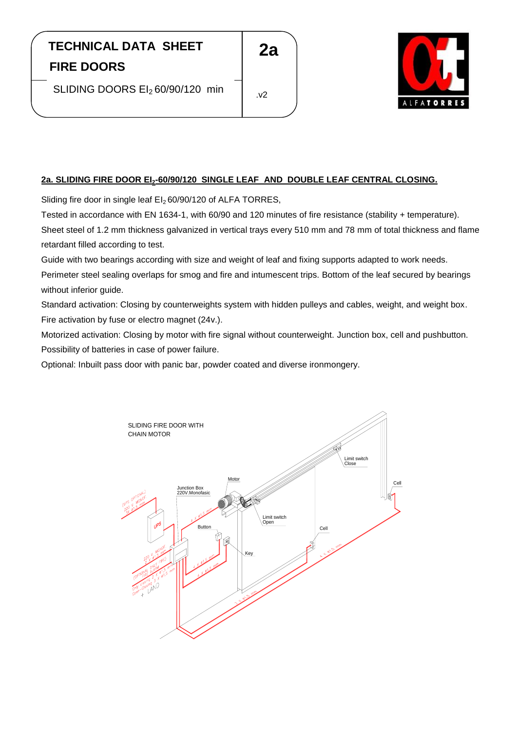# TECHNICAL DATA SHEET

# FIRE DOORS

SLIDING DOORS $EI_2$ 60/90/120 min

**2a**

.v2

ALFATORRES

## 2a. SLIDING FIRE DOOR $EI_2$-60/90/120 SINGLE LEAF AND DOUBLE LEAF CENTRAL CLOSING.

Sliding fire door in single leaf $EI_2$ 60/90/120 of ALFA TORRES,

Tested in accordance with EN 1634-1, with 60/90 and 120 minutes of fire resistance (stability + temperature).

Sheet steel of 1.2 mm thickness galvanized in vertical trays every 510 mm and 78 mm of total thickness and flame retardant filled according to test.

Guide with two bearings according with size and weight of leaf and fixing supports adapted to work needs.

Perimeter steel sealing overlaps for smog and fire and intumescent trips. Bottom of the leaf secured by bearings without inferior guide.

Standard activation: Closing by counterweights system with hidden pulleys and cables, weight, and weight box.

Fire activation by fuse or electro magnet (24v.).

Motorized activation: Closing by motor with fire signal without counterweight. Junction box, cell and pushbutton.

Possibility of batteries in case of power failure.

Optional: Inbuilt pass door with panic bar, powder coated and diverse ironmongery.

SLIDING FIRE DOOR WITH
CHAIN MOTOR

Limit switch
Close

Cell

Motor

Junction Box
220V.Monofasic

Limit switch
Open

Button

Cell

Key

UPS